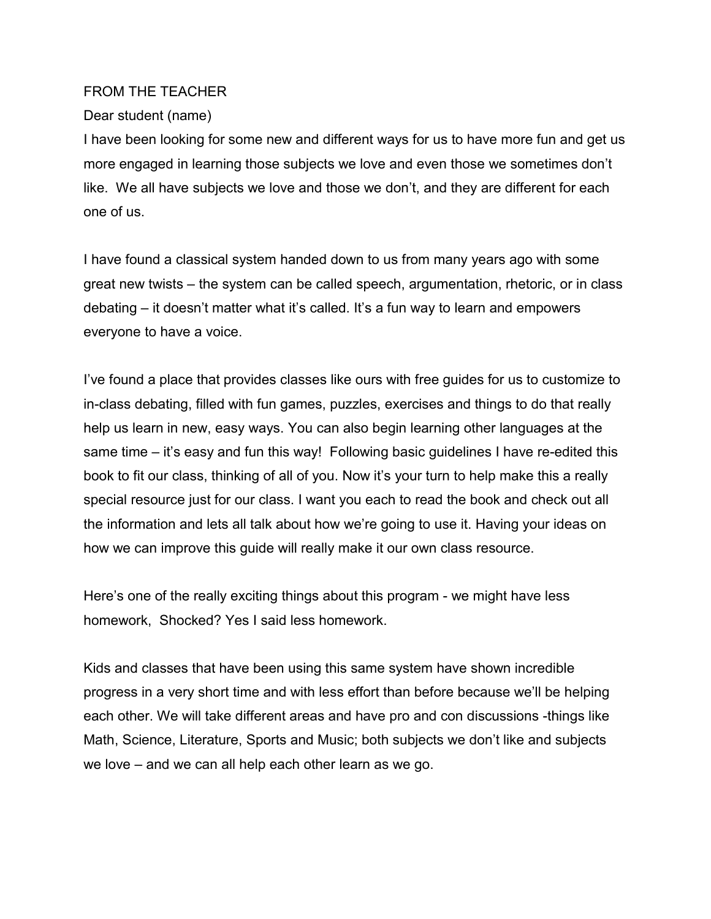FROM THE TEACHER

Dear student (name)

I have been looking for some new and different ways for us to have more fun and get us more engaged in learning those subjects we love and even those we sometimes don't like. We all have subjects we love and those we don't, and they are different for each one of us.

I have found a classical system handed down to us from many years ago with some great new twists – the system can be called speech, argumentation, rhetoric, or in class debating – it doesn't matter what it's called. It's a fun way to learn and empowers everyone to have a voice.

I've found a place that provides classes like ours with free guides for us to customize to in-class debating, filled with fun games, puzzles, exercises and things to do that really help us learn in new, easy ways. You can also begin learning other languages at the same time – it's easy and fun this way! Following basic guidelines I have re-edited this book to fit our class, thinking of all of you. Now it's your turn to help make this a really special resource just for our class. I want you each to read the book and check out all the information and lets all talk about how we're going to use it. Having your ideas on how we can improve this guide will really make it our own class resource.

Here's one of the really exciting things about this program - we might have less homework, Shocked? Yes I said less homework.

Kids and classes that have been using this same system have shown incredible progress in a very short time and with less effort than before because we'll be helping each other. We will take different areas and have pro and con discussions -things like Math, Science, Literature, Sports and Music; both subjects we don't like and subjects we love – and we can all help each other learn as we go.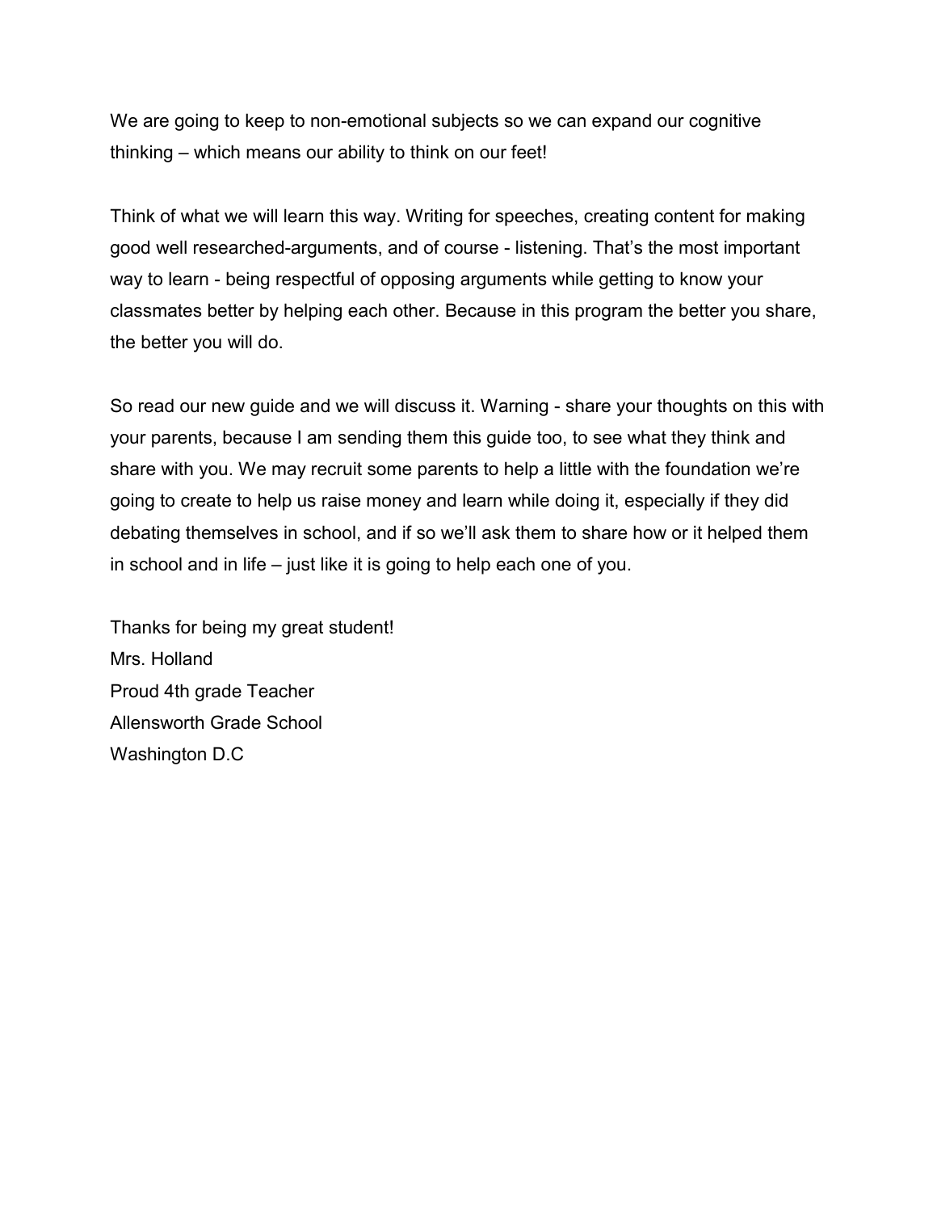We are going to keep to non-emotional subjects so we can expand our cognitive thinking – which means our ability to think on our feet!

Think of what we will learn this way. Writing for speeches, creating content for making good well researched-arguments, and of course - listening. That's the most important way to learn - being respectful of opposing arguments while getting to know your classmates better by helping each other. Because in this program the better you share, the better you will do.

So read our new guide and we will discuss it. Warning - share your thoughts on this with your parents, because I am sending them this guide too, to see what they think and share with you. We may recruit some parents to help a little with the foundation we're going to create to help us raise money and learn while doing it, especially if they did debating themselves in school, and if so we'll ask them to share how or it helped them in school and in life – just like it is going to help each one of you.

Thanks for being my great student!  
Mrs. Holland  
Proud 4th grade Teacher  
Allensworth Grade School  
Washington D.C